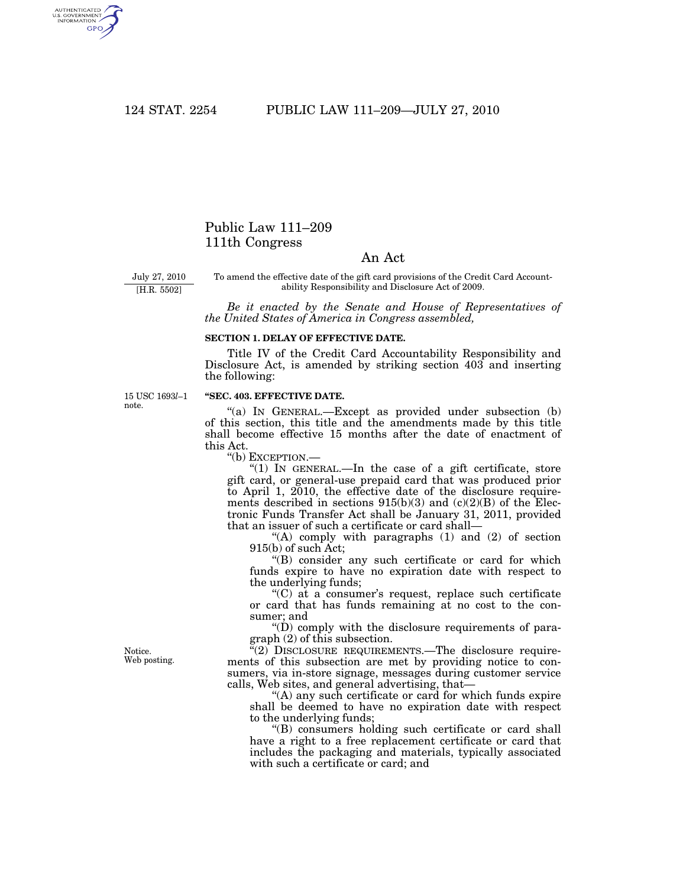# Public Law 111–209
# 111th Congress

## An Act

July 27, 2010
[H.R. 5502]

To amend the effective date of the gift card provisions of the Credit Card Accountability Responsibility and Disclosure Act of 2009.

*Be it enacted by the Senate and House of Representatives of the United States of America in Congress assembled,*

**SECTION 1. DELAY OF EFFECTIVE DATE.**

Title IV of the Credit Card Accountability Responsibility and Disclosure Act, is amended by striking section 403 and inserting the following:

15 USC 1693*l*–1 note.

**"SEC. 403. EFFECTIVE DATE.**

"(a) IN GENERAL.—Except as provided under subsection (b) of this section, this title and the amendments made by this title shall become effective 15 months after the date of enactment of this Act.

"(b) EXCEPTION.—

"(1) IN GENERAL.—In the case of a gift certificate, store gift card, or general-use prepaid card that was produced prior to April 1, 2010, the effective date of the disclosure requirements described in sections 915(b)(3) and (c)(2)(B) of the Electronic Funds Transfer Act shall be January 31, 2011, provided that an issuer of such a certificate or card shall—

"(A) comply with paragraphs (1) and (2) of section 915(b) of such Act;

"(B) consider any such certificate or card for which funds expire to have no expiration date with respect to the underlying funds;

"(C) at a consumer's request, replace such certificate or card that has funds remaining at no cost to the consumer; and

"(D) comply with the disclosure requirements of paragraph (2) of this subsection.

Notice.
Web posting.

"(2) DISCLOSURE REQUIREMENTS.—The disclosure requirements of this subsection are met by providing notice to consumers, via in-store signage, messages during customer service calls, Web sites, and general advertising, that—

"(A) any such certificate or card for which funds expire shall be deemed to have no expiration date with respect to the underlying funds;

"(B) consumers holding such certificate or card shall have a right to a free replacement certificate or card that includes the packaging and materials, typically associated with such a certificate or card; and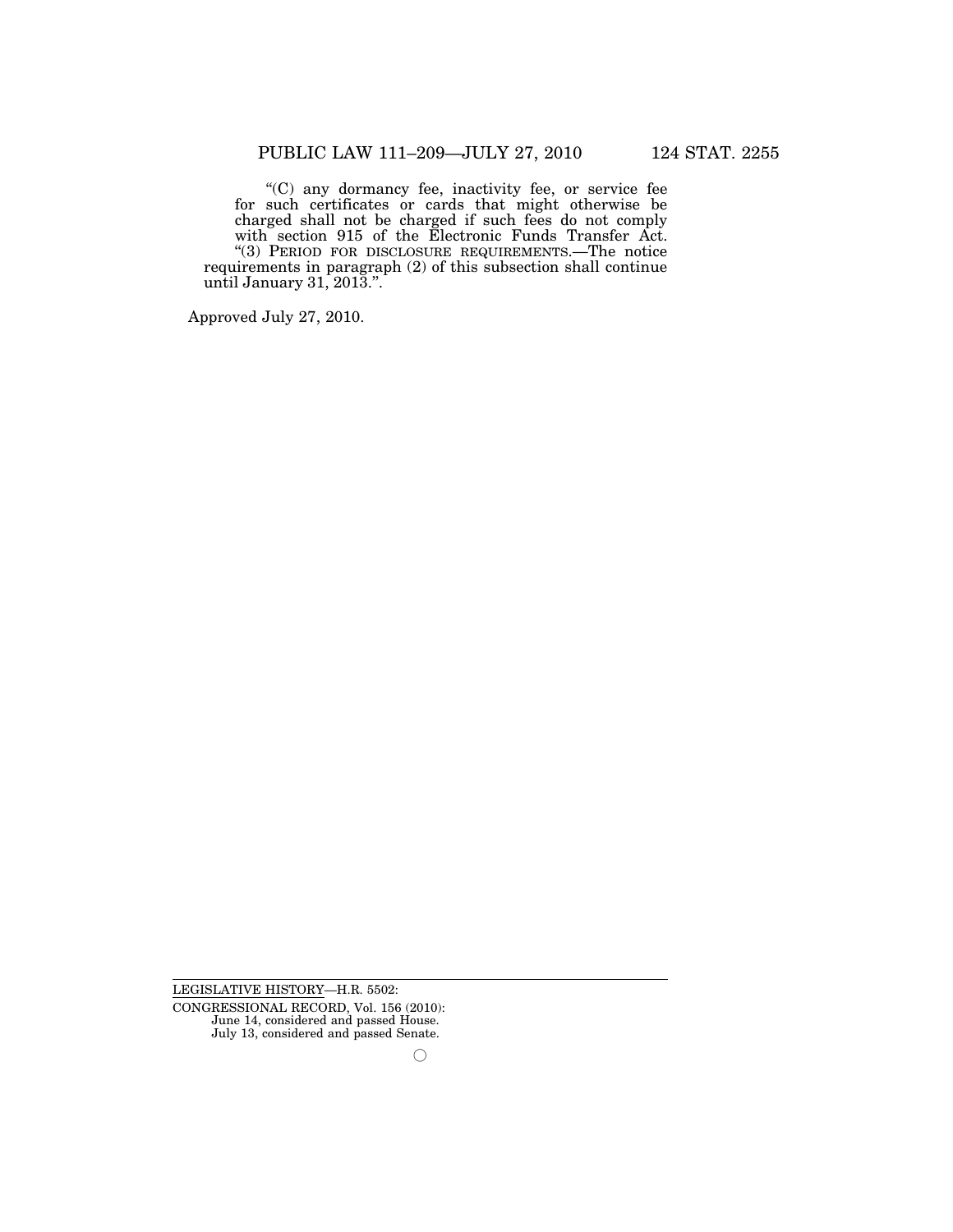"(C) any dormancy fee, inactivity fee, or service fee for such certificates or cards that might otherwise be charged shall not be charged if such fees do not comply with section 915 of the Electronic Funds Transfer Act.

"(3) PERIOD FOR DISCLOSURE REQUIREMENTS.—The notice requirements in paragraph (2) of this subsection shall continue until January 31, 2013.".

Approved July 27, 2010.

---

LEGISLATIVE HISTORY—H.R. 5502:

CONGRESSIONAL RECORD, Vol. 156 (2010):
- June 14, considered and passed House.
- July 13, considered and passed Senate.